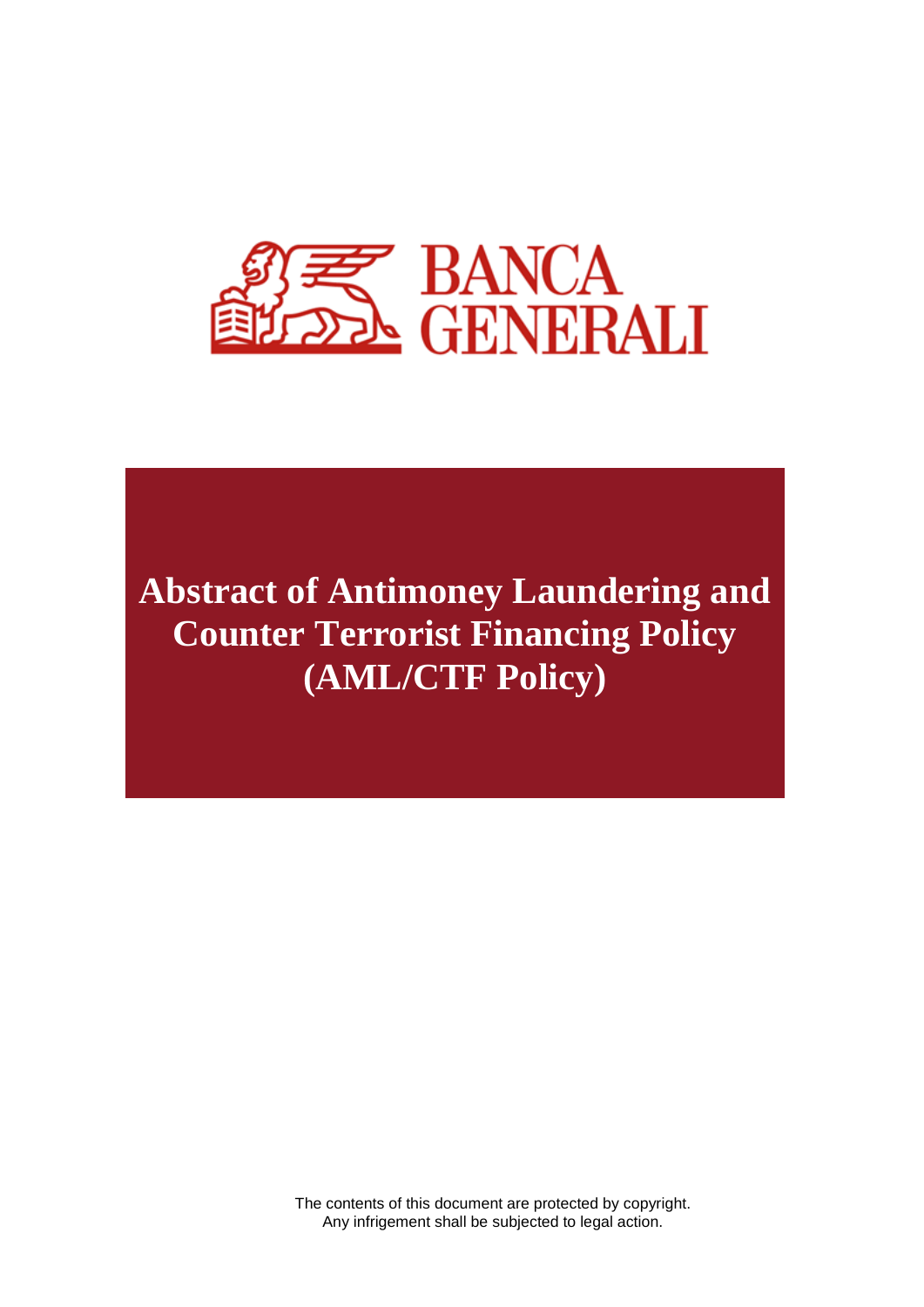BANCA GENERALI

# Abstract of Antimoney Laundering and Counter Terrorist Financing Policy (AML/CTF Policy)

The contents of this document are protected by copyright.
Any infrigement shall be subjected to legal action.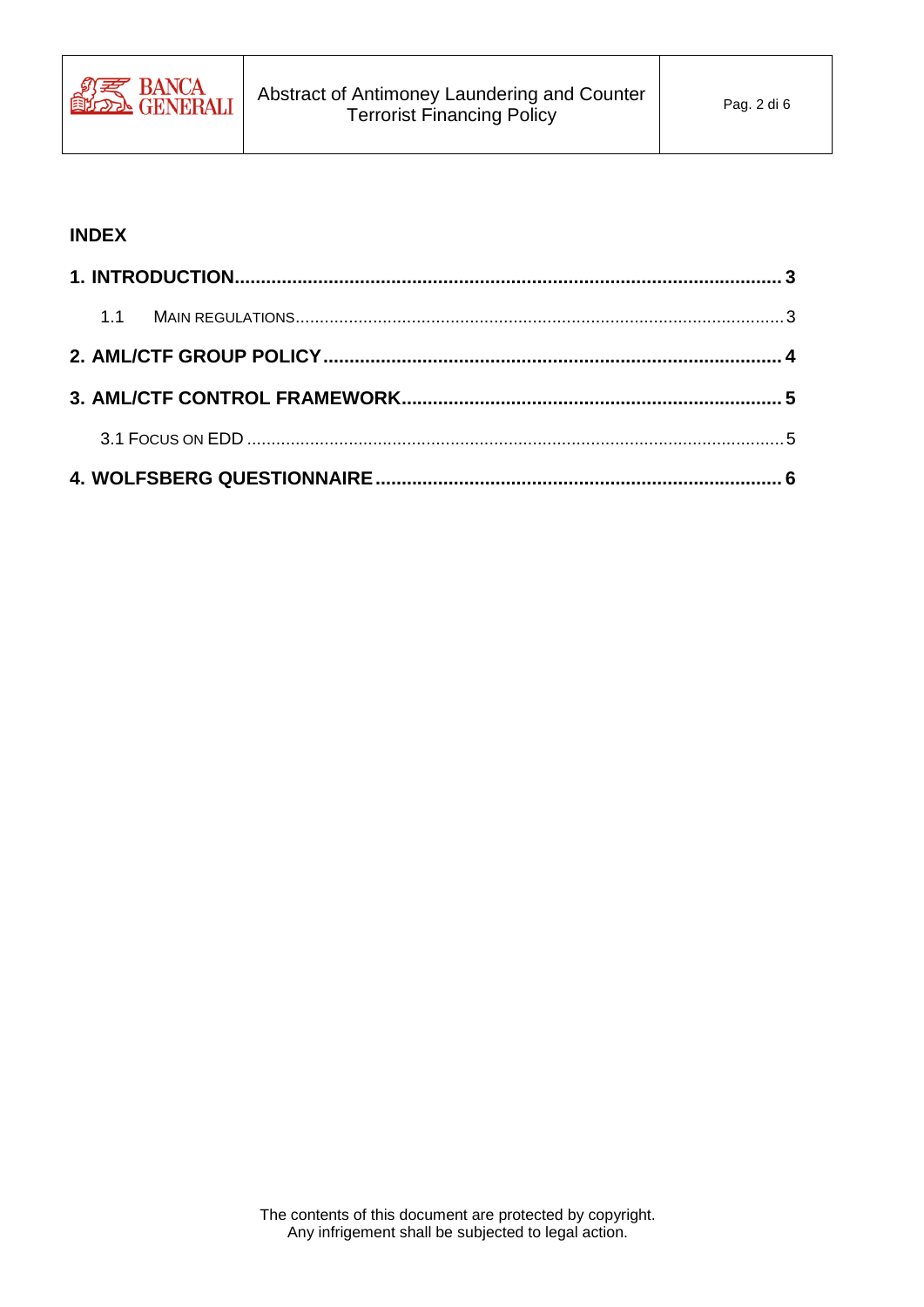## INDEX

**1. INTRODUCTION ........................................................................................................ 3**

1.1 MAIN REGULATIONS ............................................................................................... 3

**2. AML/CTF GROUP POLICY ....................................................................................... 4**

**3. AML/CTF CONTROL FRAMEWORK ........................................................................ 5**

3.1 FOCUS ON EDD .......................................................................................................... 5

**4. WOLFSBERG QUESTIONNAIRE ............................................................................. 6**

The contents of this document are protected by copyright.
Any infrigement shall be subjected to legal action.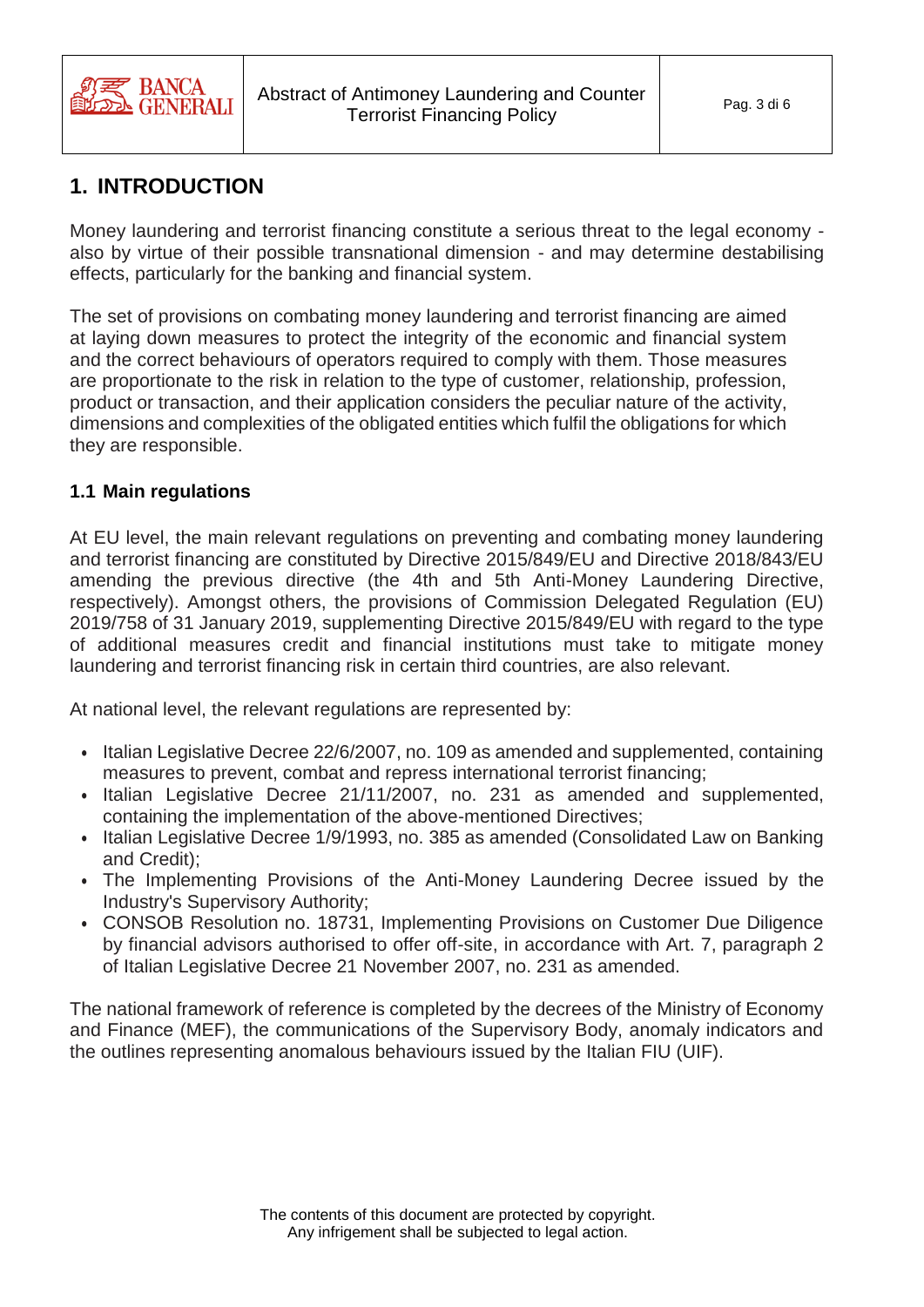# 1. INTRODUCTION

Money laundering and terrorist financing constitute a serious threat to the legal economy - also by virtue of their possible transnational dimension - and may determine destabilising effects, particularly for the banking and financial system.

The set of provisions on combating money laundering and terrorist financing are aimed at laying down measures to protect the integrity of the economic and financial system and the correct behaviours of operators required to comply with them. Those measures are proportionate to the risk in relation to the type of customer, relationship, profession, product or transaction, and their application considers the peculiar nature of the activity, dimensions and complexities of the obligated entities which fulfil the obligations for which they are responsible.

## 1.1 Main regulations

At EU level, the main relevant regulations on preventing and combating money laundering and terrorist financing are constituted by Directive 2015/849/EU and Directive 2018/843/EU amending the previous directive (the 4th and 5th Anti-Money Laundering Directive, respectively). Amongst others, the provisions of Commission Delegated Regulation (EU) 2019/758 of 31 January 2019, supplementing Directive 2015/849/EU with regard to the type of additional measures credit and financial institutions must take to mitigate money laundering and terrorist financing risk in certain third countries, are also relevant.

At national level, the relevant regulations are represented by:

- Italian Legislative Decree 22/6/2007, no. 109 as amended and supplemented, containing measures to prevent, combat and repress international terrorist financing;
- Italian Legislative Decree 21/11/2007, no. 231 as amended and supplemented, containing the implementation of the above-mentioned Directives;
- Italian Legislative Decree 1/9/1993, no. 385 as amended (Consolidated Law on Banking and Credit);
- The Implementing Provisions of the Anti-Money Laundering Decree issued by the Industry's Supervisory Authority;
- CONSOB Resolution no. 18731, Implementing Provisions on Customer Due Diligence by financial advisors authorised to offer off-site, in accordance with Art. 7, paragraph 2 of Italian Legislative Decree 21 November 2007, no. 231 as amended.

The national framework of reference is completed by the decrees of the Ministry of Economy and Finance (MEF), the communications of the Supervisory Body, anomaly indicators and the outlines representing anomalous behaviours issued by the Italian FIU (UIF).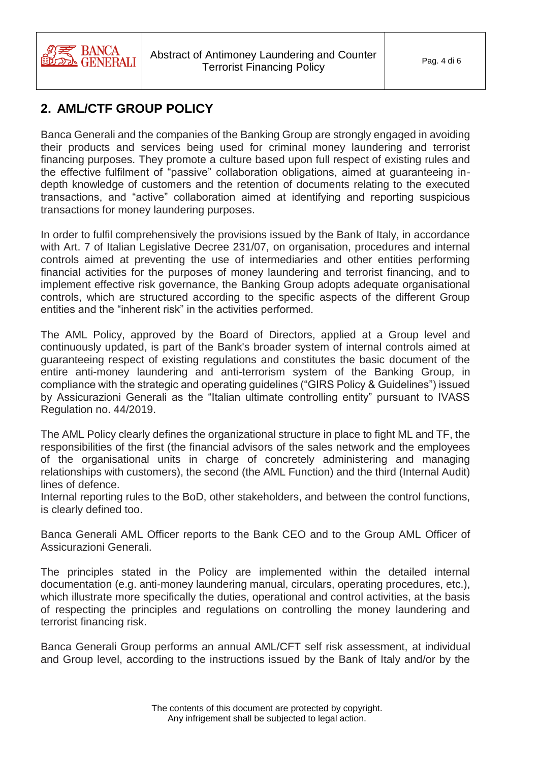## 2. AML/CTF GROUP POLICY

Banca Generali and the companies of the Banking Group are strongly engaged in avoiding their products and services being used for criminal money laundering and terrorist financing purposes. They promote a culture based upon full respect of existing rules and the effective fulfilment of "passive" collaboration obligations, aimed at guaranteeing in-depth knowledge of customers and the retention of documents relating to the executed transactions, and "active" collaboration aimed at identifying and reporting suspicious transactions for money laundering purposes.

In order to fulfil comprehensively the provisions issued by the Bank of Italy, in accordance with Art. 7 of Italian Legislative Decree 231/07, on organisation, procedures and internal controls aimed at preventing the use of intermediaries and other entities performing financial activities for the purposes of money laundering and terrorist financing, and to implement effective risk governance, the Banking Group adopts adequate organisational controls, which are structured according to the specific aspects of the different Group entities and the "inherent risk" in the activities performed.

The AML Policy, approved by the Board of Directors, applied at a Group level and continuously updated, is part of the Bank's broader system of internal controls aimed at guaranteeing respect of existing regulations and constitutes the basic document of the entire anti-money laundering and anti-terrorism system of the Banking Group, in compliance with the strategic and operating guidelines ("GIRS Policy & Guidelines") issued by Assicurazioni Generali as the "Italian ultimate controlling entity" pursuant to IVASS Regulation no. 44/2019.

The AML Policy clearly defines the organizational structure in place to fight ML and TF, the responsibilities of the first (the financial advisors of the sales network and the employees of the organisational units in charge of concretely administering and managing relationships with customers), the second (the AML Function) and the third (Internal Audit) lines of defence.
Internal reporting rules to the BoD, other stakeholders, and between the control functions, is clearly defined too.

Banca Generali AML Officer reports to the Bank CEO and to the Group AML Officer of Assicurazioni Generali.

The principles stated in the Policy are implemented within the detailed internal documentation (e.g. anti-money laundering manual, circulars, operating procedures, etc.), which illustrate more specifically the duties, operational and control activities, at the basis of respecting the principles and regulations on controlling the money laundering and terrorist financing risk.

Banca Generali Group performs an annual AML/CFT self risk assessment, at individual and Group level, according to the instructions issued by the Bank of Italy and/or by the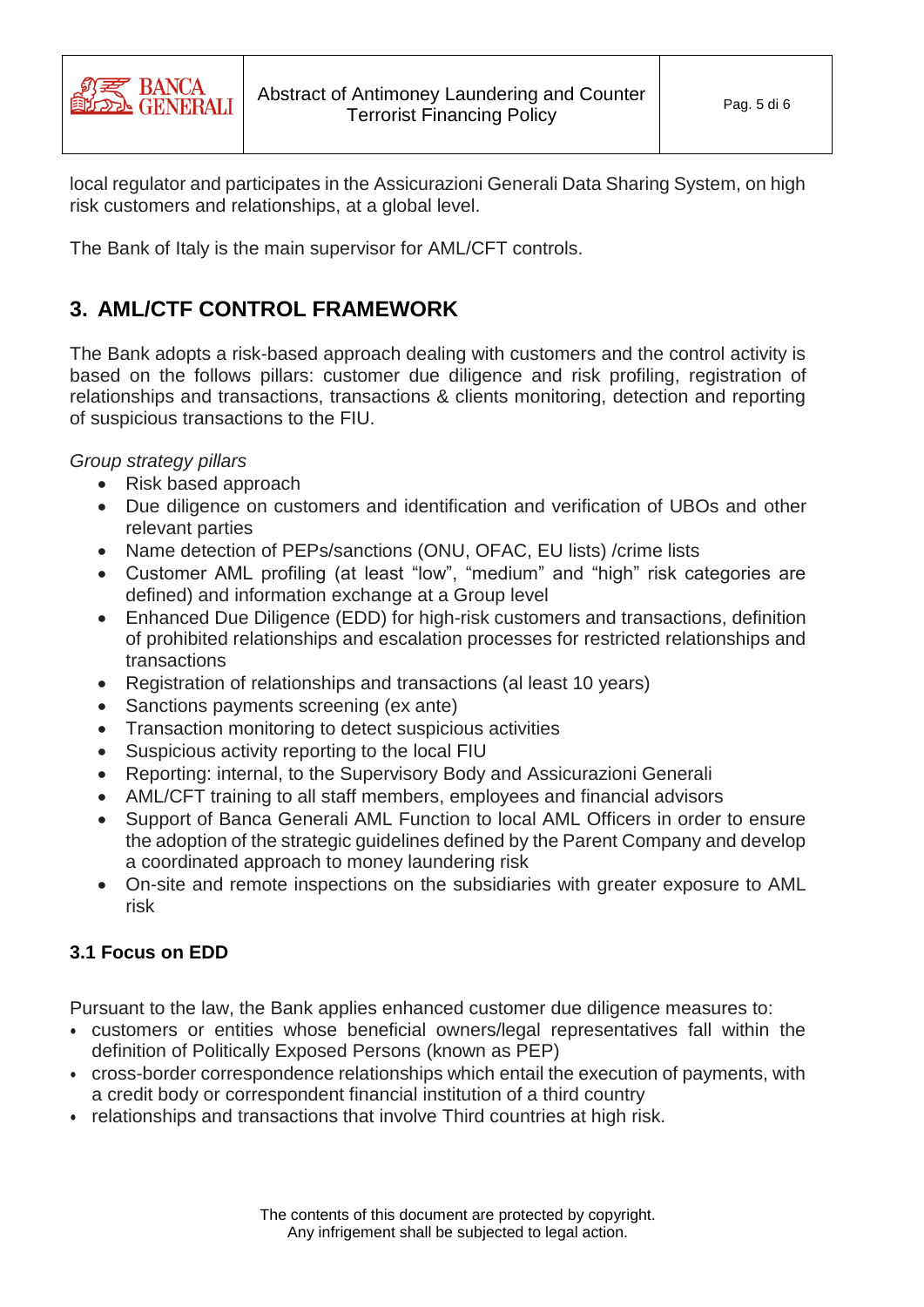local regulator and participates in the Assicurazioni Generali Data Sharing System, on high risk customers and relationships, at a global level.

The Bank of Italy is the main supervisor for AML/CFT controls.

## 3. AML/CTF CONTROL FRAMEWORK

The Bank adopts a risk-based approach dealing with customers and the control activity is based on the follows pillars: customer due diligence and risk profiling, registration of relationships and transactions, transactions & clients monitoring, detection and reporting of suspicious transactions to the FIU.

*Group strategy pillars*

- Risk based approach
- Due diligence on customers and identification and verification of UBOs and other relevant parties
- Name detection of PEPs/sanctions (ONU, OFAC, EU lists) /crime lists
- Customer AML profiling (at least "low", "medium" and "high" risk categories are defined) and information exchange at a Group level
- Enhanced Due Diligence (EDD) for high-risk customers and transactions, definition of prohibited relationships and escalation processes for restricted relationships and transactions
- Registration of relationships and transactions (al least 10 years)
- Sanctions payments screening (ex ante)
- Transaction monitoring to detect suspicious activities
- Suspicious activity reporting to the local FIU
- Reporting: internal, to the Supervisory Body and Assicurazioni Generali
- AML/CFT training to all staff members, employees and financial advisors
- Support of Banca Generali AML Function to local AML Officers in order to ensure the adoption of the strategic guidelines defined by the Parent Company and develop a coordinated approach to money laundering risk
- On-site and remote inspections on the subsidiaries with greater exposure to AML risk

### 3.1 Focus on EDD

Pursuant to the law, the Bank applies enhanced customer due diligence measures to:

- customers or entities whose beneficial owners/legal representatives fall within the definition of Politically Exposed Persons (known as PEP)
- cross-border correspondence relationships which entail the execution of payments, with a credit body or correspondent financial institution of a third country
- relationships and transactions that involve Third countries at high risk.

The contents of this document are protected by copyright.
Any infrigement shall be subjected to legal action.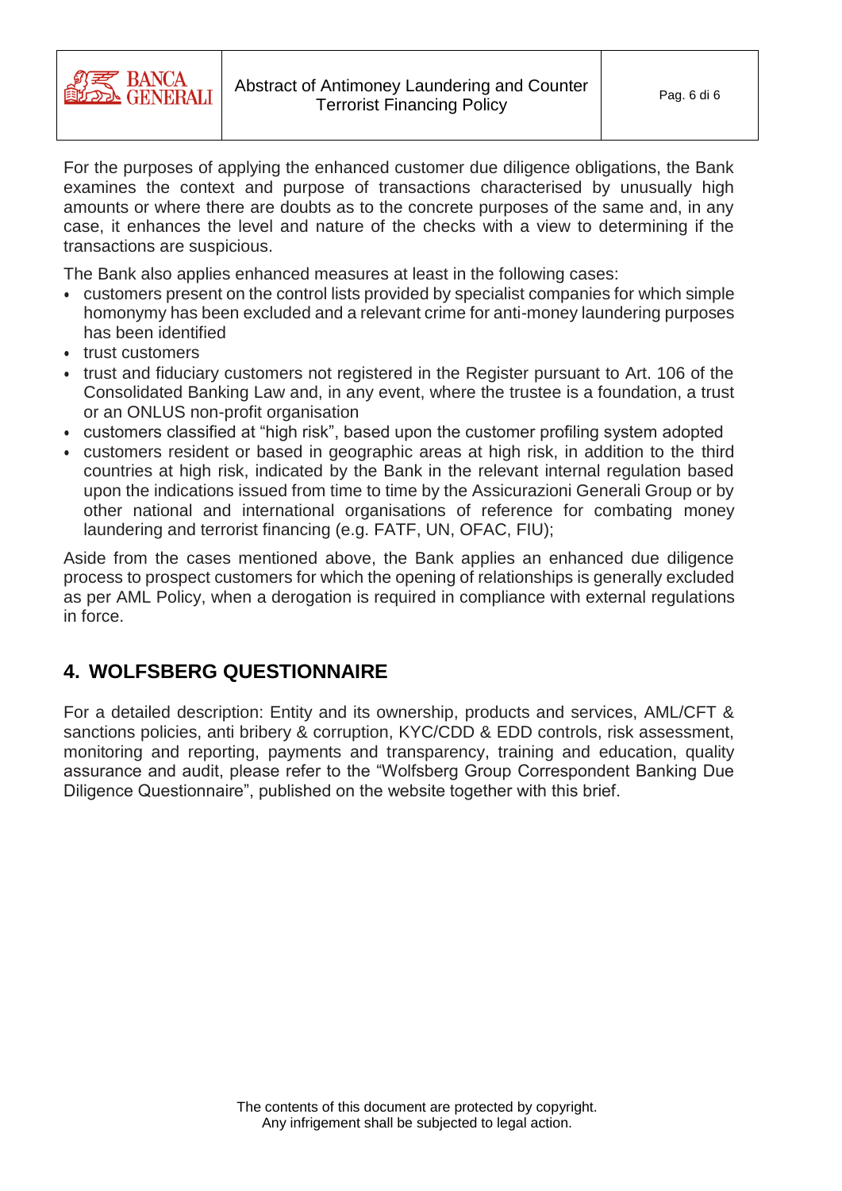For the purposes of applying the enhanced customer due diligence obligations, the Bank examines the context and purpose of transactions characterised by unusually high amounts or where there are doubts as to the concrete purposes of the same and, in any case, it enhances the level and nature of the checks with a view to determining if the transactions are suspicious.

The Bank also applies enhanced measures at least in the following cases:

- customers present on the control lists provided by specialist companies for which simple homonymy has been excluded and a relevant crime for anti-money laundering purposes has been identified
- trust customers
- trust and fiduciary customers not registered in the Register pursuant to Art. 106 of the Consolidated Banking Law and, in any event, where the trustee is a foundation, a trust or an ONLUS non-profit organisation
- customers classified at "high risk", based upon the customer profiling system adopted
- customers resident or based in geographic areas at high risk, in addition to the third countries at high risk, indicated by the Bank in the relevant internal regulation based upon the indications issued from time to time by the Assicurazioni Generali Group or by other national and international organisations of reference for combating money laundering and terrorist financing (e.g. FATF, UN, OFAC, FIU);

Aside from the cases mentioned above, the Bank applies an enhanced due diligence process to prospect customers for which the opening of relationships is generally excluded as per AML Policy, when a derogation is required in compliance with external regulations in force.

## 4. WOLFSBERG QUESTIONNAIRE

For a detailed description: Entity and its ownership, products and services, AML/CFT & sanctions policies, anti bribery & corruption, KYC/CDD & EDD controls, risk assessment, monitoring and reporting, payments and transparency, training and education, quality assurance and audit, please refer to the "Wolfsberg Group Correspondent Banking Due Diligence Questionnaire", published on the website together with this brief.